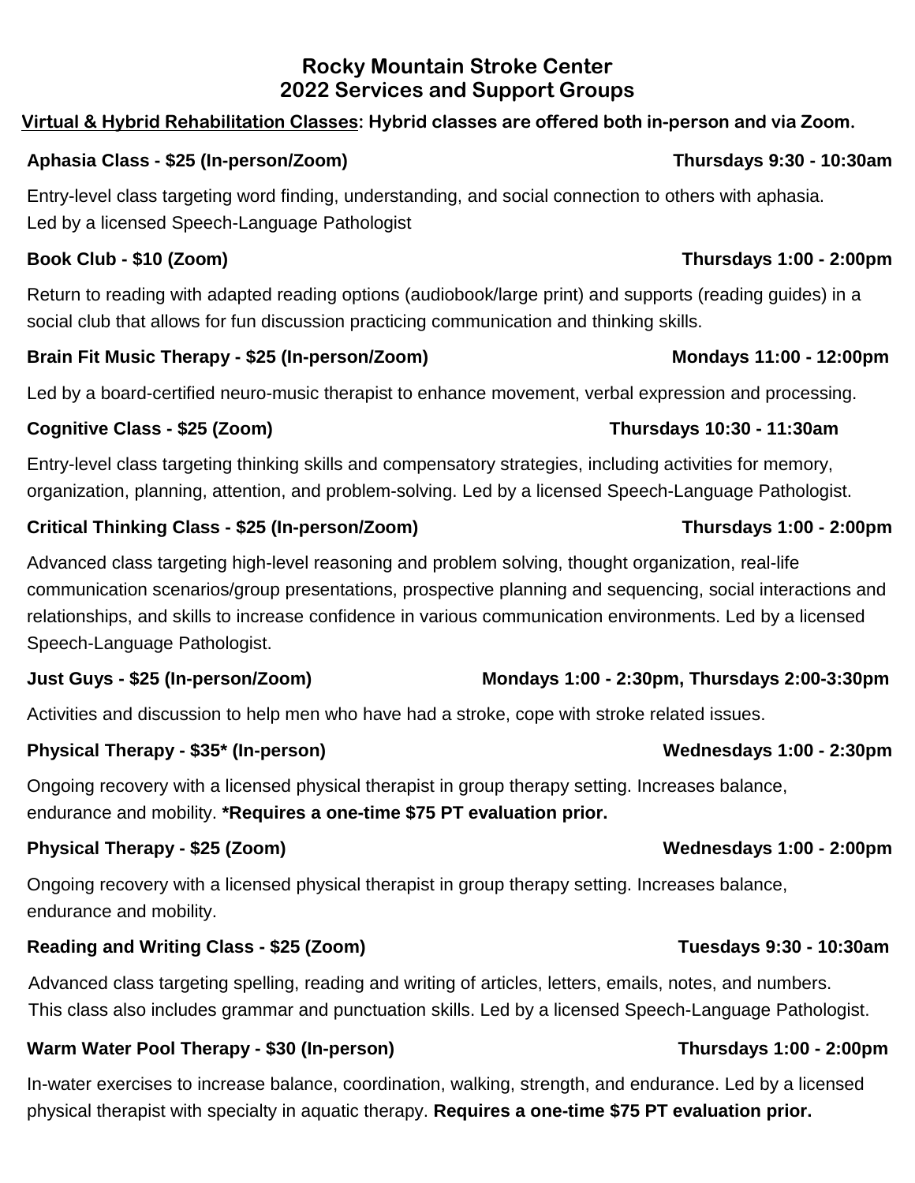# Rocky Mountain Stroke Center
## 2022 Services and Support Groups

**Virtual & Hybrid Rehabilitation Classes: Hybrid classes are offered both in-person and via Zoom.**

**Aphasia Class - $25 (In-person/Zoom)** — **Thursdays 9:30 - 10:30am**

Entry-level class targeting word finding, understanding, and social connection to others with aphasia. Led by a licensed Speech-Language Pathologist

**Book Club - $10 (Zoom)** — **Thursdays 1:00 - 2:00pm**

Return to reading with adapted reading options (audiobook/large print) and supports (reading guides) in a social club that allows for fun discussion practicing communication and thinking skills.

**Brain Fit Music Therapy - $25 (In-person/Zoom)** — **Mondays 11:00 - 12:00pm**

Led by a board-certified neuro-music therapist to enhance movement, verbal expression and processing.

**Cognitive Class - $25 (Zoom)** — **Thursdays 10:30 - 11:30am**

Entry-level class targeting thinking skills and compensatory strategies, including activities for memory, organization, planning, attention, and problem-solving. Led by a licensed Speech-Language Pathologist.

**Critical Thinking Class - $25 (In-person/Zoom)** — **Thursdays 1:00 - 2:00pm**

Advanced class targeting high-level reasoning and problem solving, thought organization, real-life communication scenarios/group presentations, prospective planning and sequencing, social interactions and relationships, and skills to increase confidence in various communication environments. Led by a licensed Speech-Language Pathologist.

**Just Guys - $25 (In-person/Zoom)** — **Mondays 1:00 - 2:30pm, Thursdays 2:00-3:30pm**

Activities and discussion to help men who have had a stroke, cope with stroke related issues.

**Physical Therapy - $35* (In-person)** — **Wednesdays 1:00 - 2:30pm**

Ongoing recovery with a licensed physical therapist in group therapy setting. Increases balance, endurance and mobility. ***Requires a one-time $75 PT evaluation prior.**

**Physical Therapy - $25 (Zoom)** — **Wednesdays 1:00 - 2:00pm**

Ongoing recovery with a licensed physical therapist in group therapy setting. Increases balance, endurance and mobility.

**Reading and Writing Class - $25 (Zoom)** — **Tuesdays 9:30 - 10:30am**

Advanced class targeting spelling, reading and writing of articles, letters, emails, notes, and numbers. This class also includes grammar and punctuation skills. Led by a licensed Speech-Language Pathologist.

**Warm Water Pool Therapy - $30 (In-person)** — **Thursdays 1:00 - 2:00pm**

In-water exercises to increase balance, coordination, walking, strength, and endurance. Led by a licensed physical therapist with specialty in aquatic therapy. **Requires a one-time $75 PT evaluation prior.**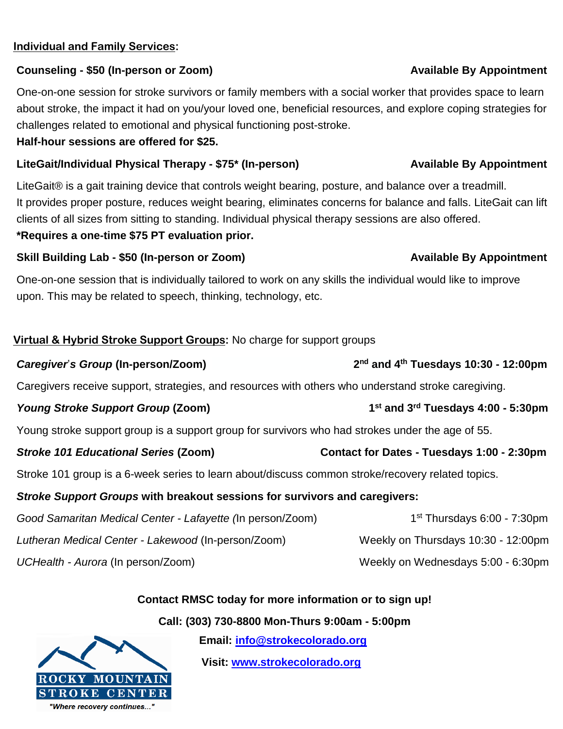## Individual and Family Services:

**Counseling - $50 (In-person or Zoom)** **Available By Appointment**

One-on-one session for stroke survivors or family members with a social worker that provides space to learn about stroke, the impact it had on you/your loved one, beneficial resources, and explore coping strategies for challenges related to emotional and physical functioning post-stroke.

**Half-hour sessions are offered for $25.**

**LiteGait/Individual Physical Therapy - $75* (In-person)** **Available By Appointment**

LiteGait® is a gait training device that controls weight bearing, posture, and balance over a treadmill. It provides proper posture, reduces weight bearing, eliminates concerns for balance and falls. LiteGait can lift clients of all sizes from sitting to standing. Individual physical therapy sessions are also offered.

***Requires a one-time $75 PT evaluation prior.**

**Skill Building Lab - $50 (In-person or Zoom)** **Available By Appointment**

One-on-one session that is individually tailored to work on any skills the individual would like to improve upon. This may be related to speech, thinking, technology, etc.

## Virtual & Hybrid Stroke Support Groups: No charge for support groups

***Caregiver's Group* (In-person/Zoom)** **2nd and 4th Tuesdays 10:30 - 12:00pm**

Caregivers receive support, strategies, and resources with others who understand stroke caregiving.

***Young Stroke Support Group* (Zoom)** **1st and 3rd Tuesdays 4:00 - 5:30pm**

Young stroke support group is a support group for survivors who had strokes under the age of 55.

***Stroke 101 Educational Series* (Zoom)** **Contact for Dates - Tuesdays 1:00 - 2:30pm**

Stroke 101 group is a 6-week series to learn about/discuss common stroke/recovery related topics.

***Stroke Support Groups* with breakout sessions for survivors and caregivers:**

*Good Samaritan Medical Center - Lafayette (*In person/Zoom) — 1st Thursdays 6:00 - 7:30pm

*Lutheran Medical Center - Lakewood* (In-person/Zoom) — Weekly on Thursdays 10:30 - 12:00pm

*UCHealth - Aurora* (In person/Zoom) — Weekly on Wednesdays 5:00 - 6:30pm

**Contact RMSC today for more information or to sign up!**

**Call: (303) 730-8800 Mon-Thurs 9:00am - 5:00pm**

**Email: info@strokecolorado.org**

**Visit: www.strokecolorado.org**

ROCKY MOUNTAIN STROKE CENTER

*"Where recovery continues..."*